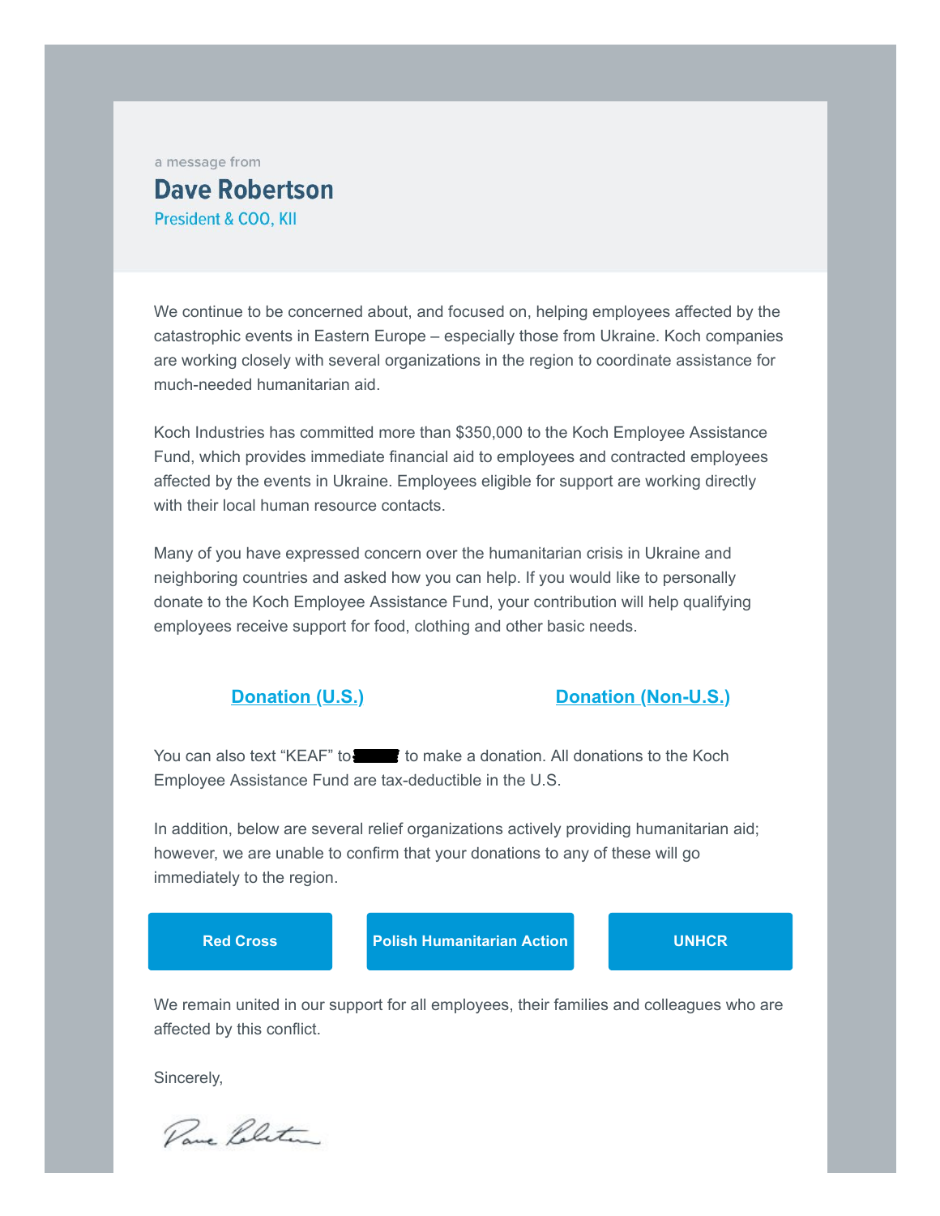a message from

## Dave Robertson

President & COO, KII

We continue to be concerned about, and focused on, helping employees affected by the catastrophic events in Eastern Europe – especially those from Ukraine. Koch companies are working closely with several organizations in the region to coordinate assistance for much-needed humanitarian aid.

Koch Industries has committed more than $350,000 to the Koch Employee Assistance Fund, which provides immediate financial aid to employees and contracted employees affected by the events in Ukraine. Employees eligible for support are working directly with their local human resource contacts.

Many of you have expressed concern over the humanitarian crisis in Ukraine and neighboring countries and asked how you can help. If you would like to personally donate to the Koch Employee Assistance Fund, your contribution will help qualifying employees receive support for food, clothing and other basic needs.

**Donation (U.S.)** **Donation (Non-U.S.)**

You can also text "KEAF" to [redacted] to make a donation. All donations to the Koch Employee Assistance Fund are tax-deductible in the U.S.

In addition, below are several relief organizations actively providing humanitarian aid; however, we are unable to confirm that your donations to any of these will go immediately to the region.

**Red Cross** **Polish Humanitarian Action** **UNHCR**

We remain united in our support for all employees, their families and colleagues who are affected by this conflict.

Sincerely,

Dave Robertson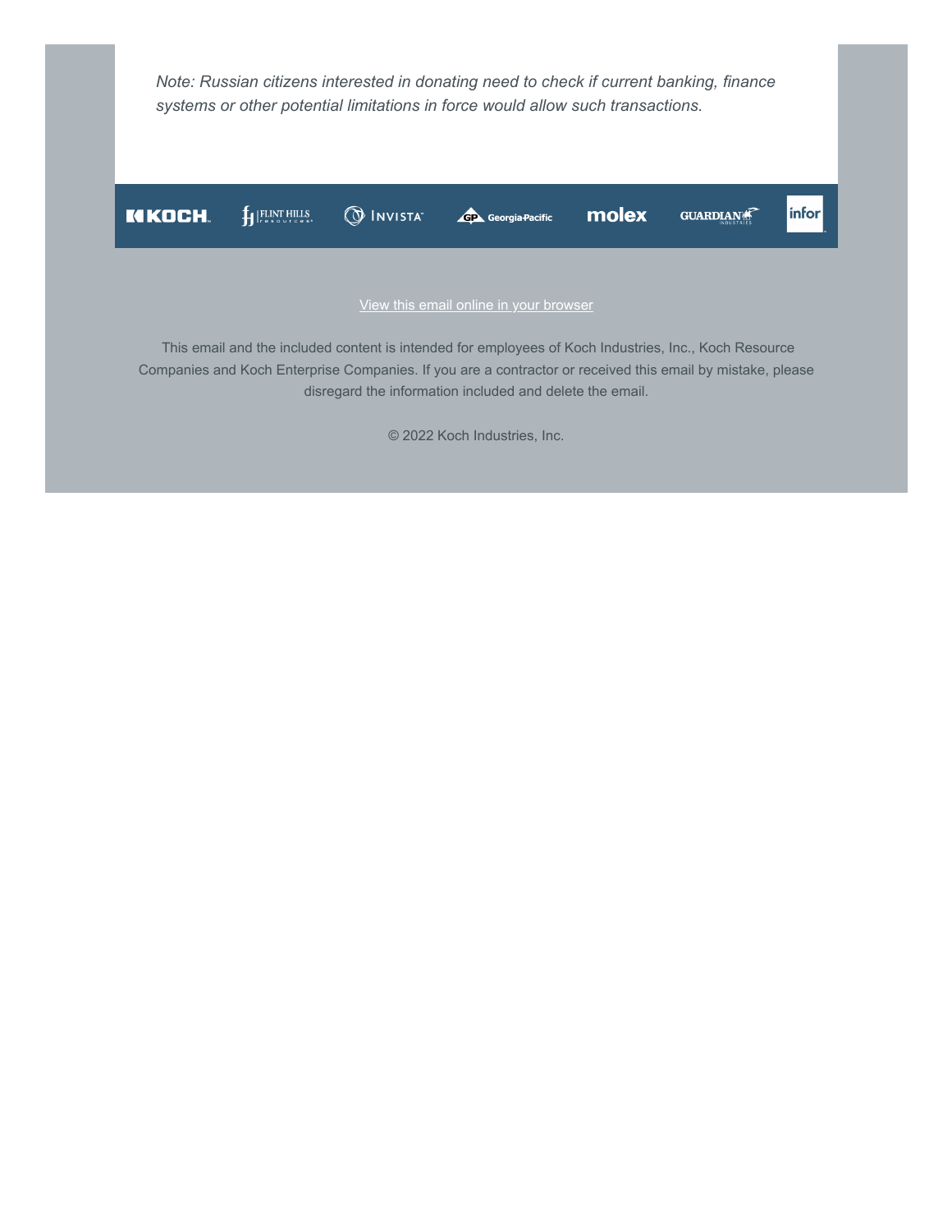*Note: Russian citizens interested in donating need to check if current banking, finance systems or other potential limitations in force would allow such transactions.*

KOCH | FLINT HILLS resources | INVISTA | Georgia-Pacific | molex | GUARDIAN INDUSTRIES | infor

View this email online in your browser

This email and the included content is intended for employees of Koch Industries, Inc., Koch Resource Companies and Koch Enterprise Companies. If you are a contractor or received this email by mistake, please disregard the information included and delete the email.

© 2022 Koch Industries, Inc.